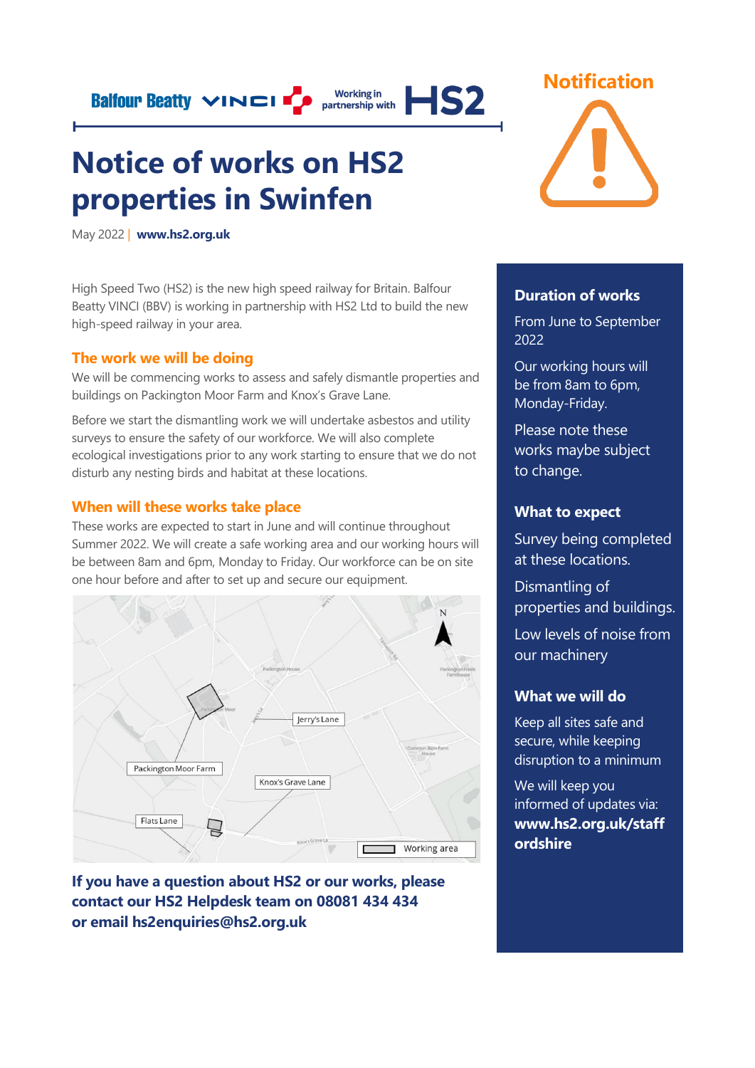Balfour Beatty VINCI Working in partnership with HS2

# Notice of works on HS2 properties in Swinfen

May 2022 | **www.hs2.org.uk**

## Notification

High Speed Two (HS2) is the new high speed railway for Britain. Balfour Beatty VINCI (BBV) is working in partnership with HS2 Ltd to build the new high-speed railway in your area.

## The work we will be doing

We will be commencing works to assess and safely dismantle properties and buildings on Packington Moor Farm and Knox's Grave Lane.

Before we start the dismantling work we will undertake asbestos and utility surveys to ensure the safety of our workforce. We will also complete ecological investigations prior to any work starting to ensure that we do not disturb any nesting birds and habitat at these locations.

## When will these works take place

These works are expected to start in June and will continue throughout Summer 2022. We will create a safe working area and our working hours will be between 8am and 6pm, Monday to Friday. Our workforce can be on site one hour before and after to set up and secure our equipment.

Packington Moor Farm | Jerry's Lane | Knox's Grave Lane | Flats Lane | Working area

**If you have a question about HS2 or our works, please contact our HS2 Helpdesk team on 08081 434 434 or email hs2enquiries@hs2.org.uk**

### Duration of works

From June to September 2022

Our working hours will be from 8am to 6pm, Monday-Friday.

Please note these works maybe subject to change.

### What to expect

Survey being completed at these locations.

Dismantling of properties and buildings.

Low levels of noise from our machinery

### What we will do

Keep all sites safe and secure, while keeping disruption to a minimum

We will keep you informed of updates via: **www.hs2.org.uk/staffordshire**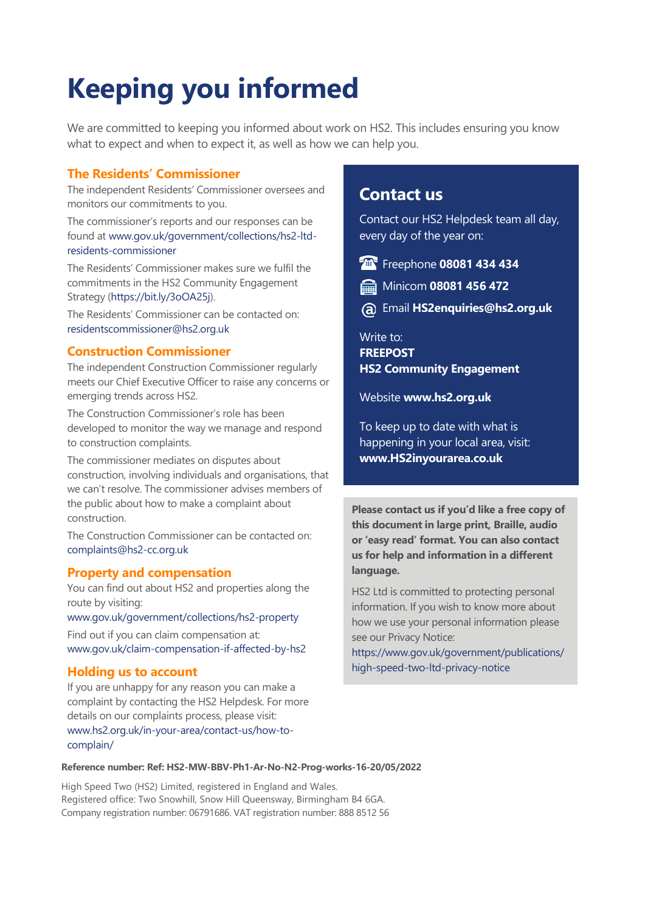# Keeping you informed

We are committed to keeping you informed about work on HS2. This includes ensuring you know what to expect and when to expect it, as well as how we can help you.

## The Residents' Commissioner

The independent Residents' Commissioner oversees and monitors our commitments to you.

The commissioner's reports and our responses can be found at www.gov.uk/government/collections/hs2-ltd-residents-commissioner

The Residents' Commissioner makes sure we fulfil the commitments in the HS2 Community Engagement Strategy (https://bit.ly/3oOA25j).

The Residents' Commissioner can be contacted on: residentscommissioner@hs2.org.uk

## Construction Commissioner

The independent Construction Commissioner regularly meets our Chief Executive Officer to raise any concerns or emerging trends across HS2.

The Construction Commissioner's role has been developed to monitor the way we manage and respond to construction complaints.

The commissioner mediates on disputes about construction, involving individuals and organisations, that we can't resolve. The commissioner advises members of the public about how to make a complaint about construction.

The Construction Commissioner can be contacted on: complaints@hs2-cc.org.uk

## Property and compensation

You can find out about HS2 and properties along the route by visiting:

www.gov.uk/government/collections/hs2-property

Find out if you can claim compensation at: www.gov.uk/claim-compensation-if-affected-by-hs2

## Holding us to account

If you are unhappy for any reason you can make a complaint by contacting the HS2 Helpdesk. For more details on our complaints process, please visit: www.hs2.org.uk/in-your-area/contact-us/how-to-complain/

## Contact us

Contact our HS2 Helpdesk team all day, every day of the year on:

Freephone **08081 434 434**

Minicom **08081 456 472**

Email **HS2enquiries@hs2.org.uk**

Write to:
**FREEPOST**
**HS2 Community Engagement**

Website **www.hs2.org.uk**

To keep up to date with what is happening in your local area, visit: **www.HS2inyourarea.co.uk**

**Please contact us if you'd like a free copy of this document in large print, Braille, audio or 'easy read' format. You can also contact us for help and information in a different language.**

HS2 Ltd is committed to protecting personal information. If you wish to know more about how we use your personal information please see our Privacy Notice: https://www.gov.uk/government/publications/high-speed-two-ltd-privacy-notice

**Reference number: Ref: HS2-MW-BBV-Ph1-Ar-No-N2-Prog-works-16-20/05/2022**

High Speed Two (HS2) Limited, registered in England and Wales.
Registered office: Two Snowhill, Snow Hill Queensway, Birmingham B4 6GA.
Company registration number: 06791686. VAT registration number: 888 8512 56